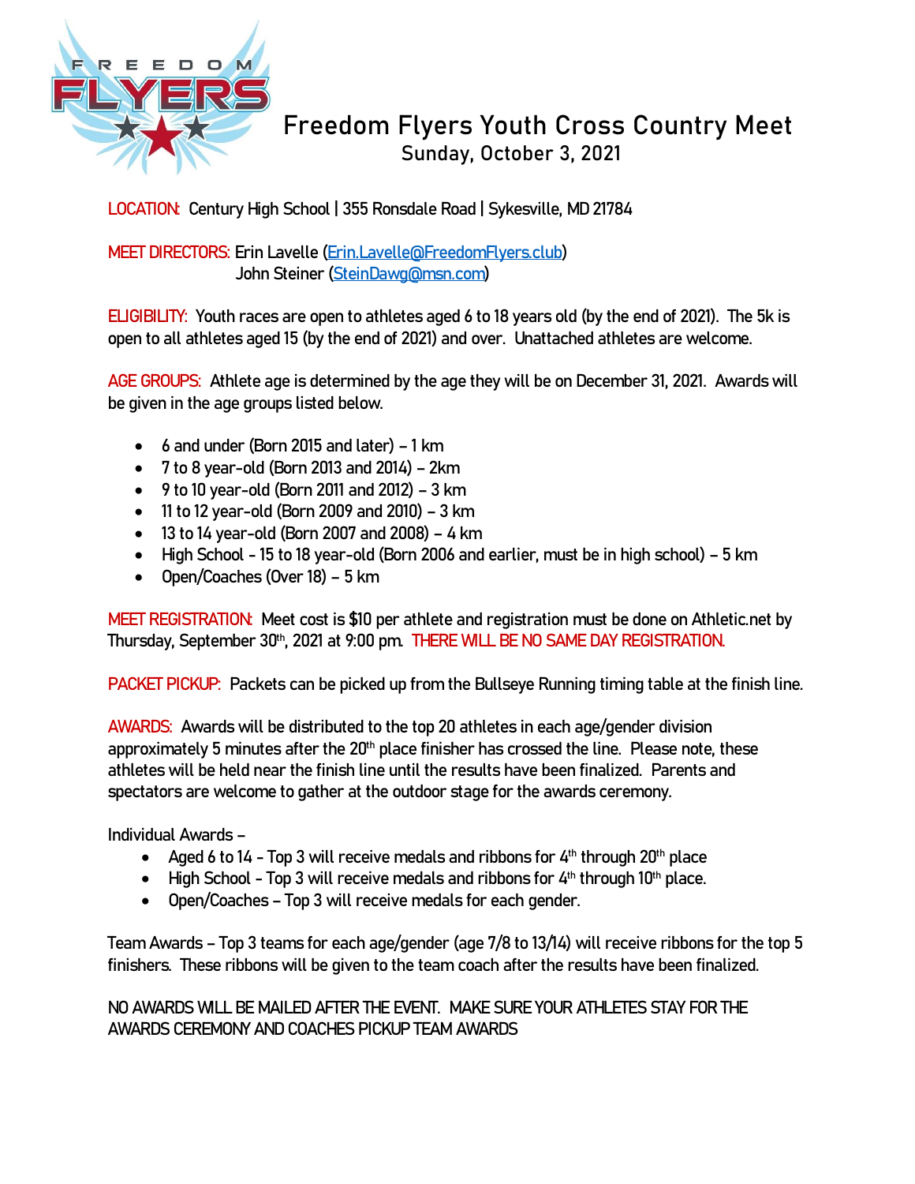# Freedom Flyers Youth Cross Country Meet

## Sunday, October 3, 2021

**LOCATION:** Century High School | 355 Ronsdale Road | Sykesville, MD 21784

**MEET DIRECTORS:** Erin Lavelle (Erin.Lavelle@FreedomFlyers.club)
John Steiner (SteinDawg@msn.com)

**ELIGIBILITY:** Youth races are open to athletes aged 6 to 18 years old (by the end of 2021). The 5k is open to all athletes aged 15 (by the end of 2021) and over. Unattached athletes are welcome.

**AGE GROUPS:** Athlete age is determined by the age they will be on December 31, 2021. Awards will be given in the age groups listed below.

- 6 and under (Born 2015 and later) – 1 km
- 7 to 8 year-old (Born 2013 and 2014) – 2km
- 9 to 10 year-old (Born 2011 and 2012) – 3 km
- 11 to 12 year-old (Born 2009 and 2010) – 3 km
- 13 to 14 year-old (Born 2007 and 2008) – 4 km
- High School - 15 to 18 year-old (Born 2006 and earlier, must be in high school) – 5 km
- Open/Coaches (Over 18) – 5 km

**MEET REGISTRATION:** Meet cost is $10 per athlete and registration must be done on Athletic.net by Thursday, September 30th, 2021 at 9:00 pm. **THERE WILL BE NO SAME DAY REGISTRATION.**

**PACKET PICKUP:** Packets can be picked up from the Bullseye Running timing table at the finish line.

**AWARDS:** Awards will be distributed to the top 20 athletes in each age/gender division approximately 5 minutes after the 20th place finisher has crossed the line. Please note, these athletes will be held near the finish line until the results have been finalized. Parents and spectators are welcome to gather at the outdoor stage for the awards ceremony.

Individual Awards –

- Aged 6 to 14 - Top 3 will receive medals and ribbons for 4th through 20th place
- High School - Top 3 will receive medals and ribbons for 4th through 10th place.
- Open/Coaches – Top 3 will receive medals for each gender.

Team Awards – Top 3 teams for each age/gender (age 7/8 to 13/14) will receive ribbons for the top 5 finishers. These ribbons will be given to the team coach after the results have been finalized.

NO AWARDS WILL BE MAILED AFTER THE EVENT. MAKE SURE YOUR ATHLETES STAY FOR THE AWARDS CEREMONY AND COACHES PICKUP TEAM AWARDS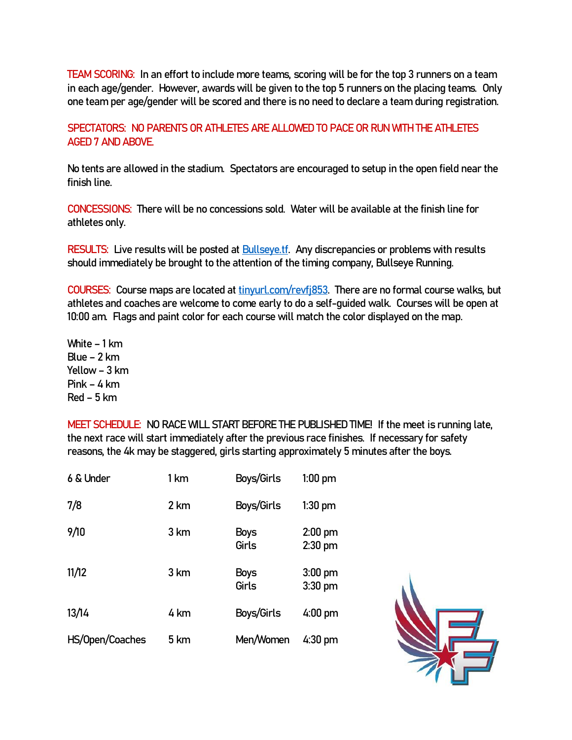**TEAM SCORING:** In an effort to include more teams, scoring will be for the top 3 runners on a team in each age/gender. However, awards will be given to the top 5 runners on the placing teams. Only one team per age/gender will be scored and there is no need to declare a team during registration.

**SPECTATORS: NO PARENTS OR ATHLETES ARE ALLOWED TO PACE OR RUN WITH THE ATHLETES AGED 7 AND ABOVE.**

No tents are allowed in the stadium. Spectators are encouraged to setup in the open field near the finish line.

**CONCESSIONS:** There will be no concessions sold. Water will be available at the finish line for athletes only.

**RESULTS:** Live results will be posted at [Bullseye.tf](Bullseye.tf). Any discrepancies or problems with results should immediately be brought to the attention of the timing company, Bullseye Running.

**COURSES:** Course maps are located at [tinyurl.com/revfj853](tinyurl.com/revfj853). There are no formal course walks, but athletes and coaches are welcome to come early to do a self-guided walk. Courses will be open at 10:00 am. Flags and paint color for each course will match the color displayed on the map.

White – 1 km
Blue – 2 km
Yellow – 3 km
Pink – 4 km
Red – 5 km

**MEET SCHEDULE:** NO RACE WILL START BEFORE THE PUBLISHED TIME! If the meet is running late, the next race will start immediately after the previous race finishes. If necessary for safety reasons, the 4k may be staggered, girls starting approximately 5 minutes after the boys.

| | | | |
|---|---|---|---|
| 6 & Under | 1 km | Boys/Girls | 1:00 pm |
| 7/8 | 2 km | Boys/Girls | 1:30 pm |
| 9/10 | 3 km | Boys<br>Girls | 2:00 pm<br>2:30 pm |
| 11/12 | 3 km | Boys<br>Girls | 3:00 pm<br>3:30 pm |
| 13/14 | 4 km | Boys/Girls | 4:00 pm |
| HS/Open/Coaches | 5 km | Men/Women | 4:30 pm |